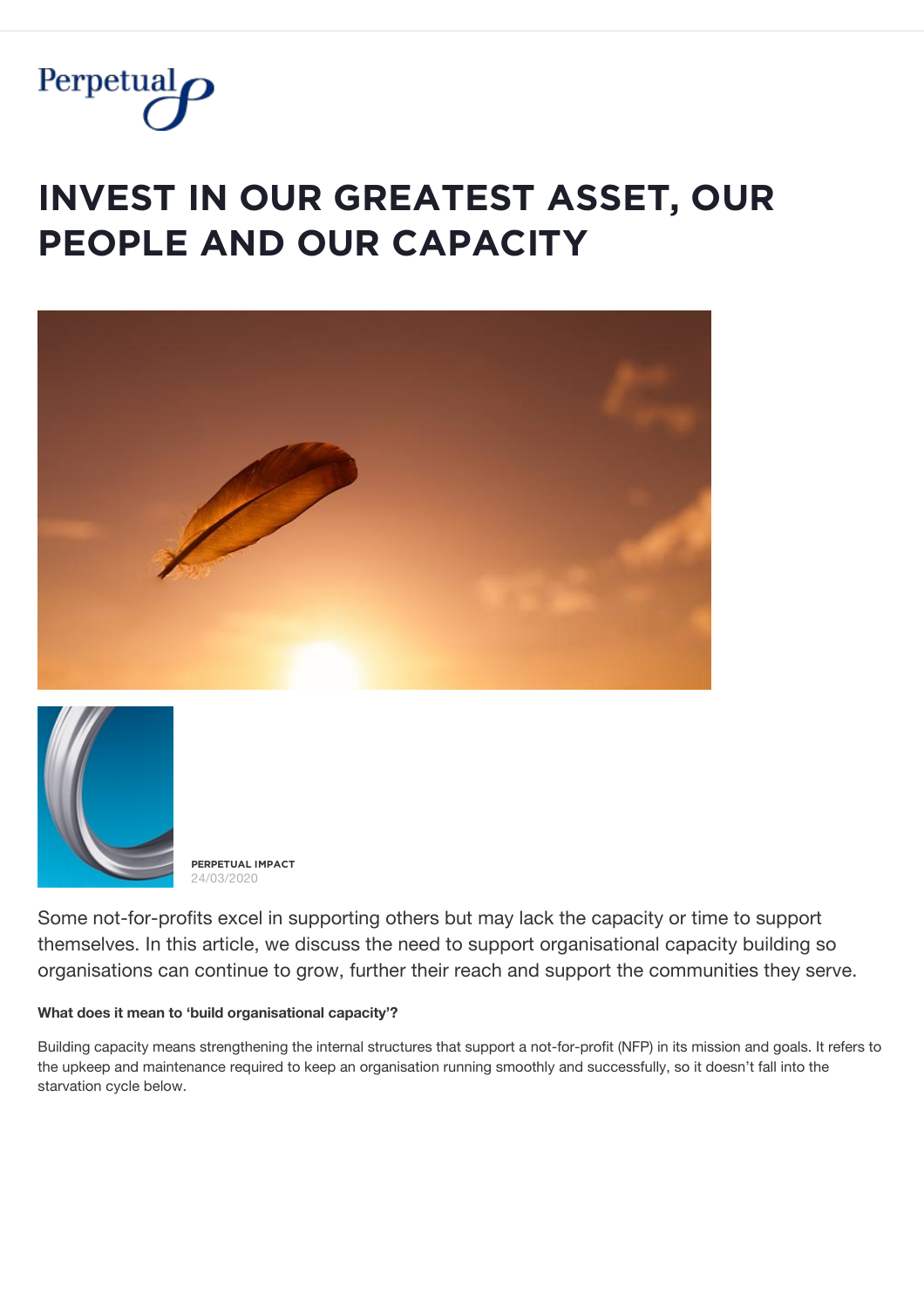# INVEST IN OUR GREATEST ASSET, OUR PEOPLE AND OUR CAPACITY

**PERPETUAL IMPACT**
24/03/2020

Some not-for-profits excel in supporting others but may lack the capacity or time to support themselves. In this article, we discuss the need to support organisational capacity building so organisations can continue to grow, further their reach and support the communities they serve.

**What does it mean to 'build organisational capacity'?**

Building capacity means strengthening the internal structures that support a not-for-profit (NFP) in its mission and goals. It refers to the upkeep and maintenance required to keep an organisation running smoothly and successfully, so it doesn't fall into the starvation cycle below.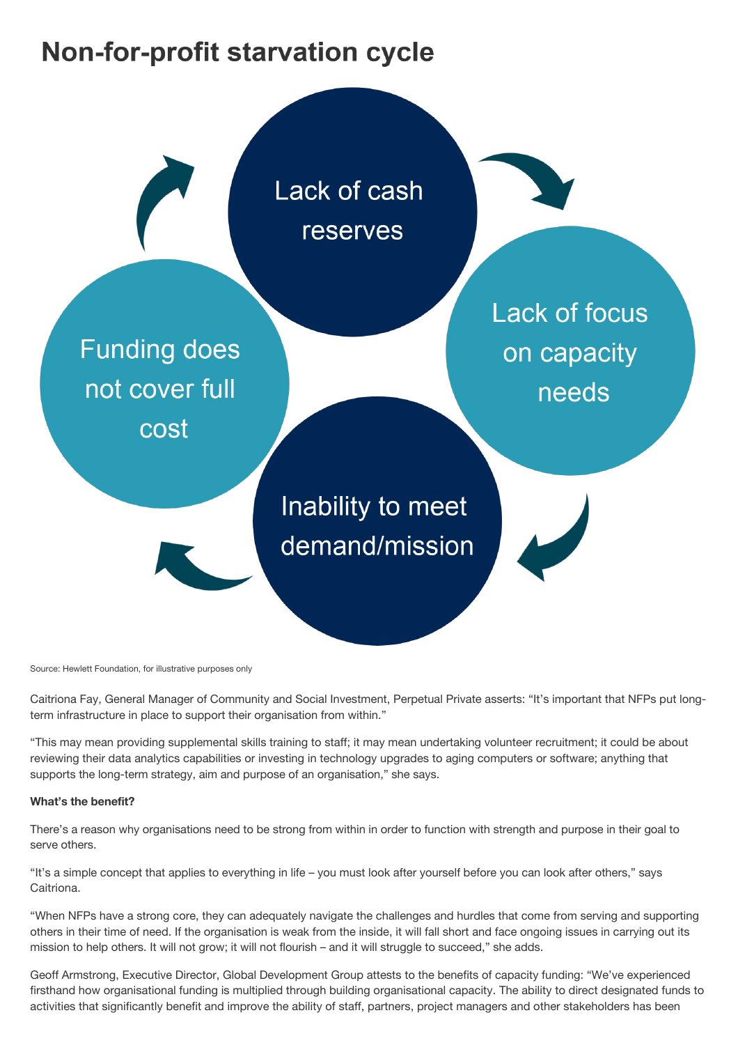# Non-for-profit starvation cycle

Lack of cash reserves

Lack of focus on capacity needs

Inability to meet demand/mission

Funding does not cover full cost

Source: Hewlett Foundation, for illustrative purposes only

Caitriona Fay, General Manager of Community and Social Investment, Perpetual Private asserts: "It's important that NFPs put long-term infrastructure in place to support their organisation from within."

"This may mean providing supplemental skills training to staff; it may mean undertaking volunteer recruitment; it could be about reviewing their data analytics capabilities or investing in technology upgrades to aging computers or software; anything that supports the long-term strategy, aim and purpose of an organisation," she says.

**What's the benefit?**

There's a reason why organisations need to be strong from within in order to function with strength and purpose in their goal to serve others.

"It's a simple concept that applies to everything in life – you must look after yourself before you can look after others," says Caitriona.

"When NFPs have a strong core, they can adequately navigate the challenges and hurdles that come from serving and supporting others in their time of need. If the organisation is weak from the inside, it will fall short and face ongoing issues in carrying out its mission to help others. It will not grow; it will not flourish – and it will struggle to succeed," she adds.

Geoff Armstrong, Executive Director, Global Development Group attests to the benefits of capacity funding: "We've experienced firsthand how organisational funding is multiplied through building organisational capacity. The ability to direct designated funds to activities that significantly benefit and improve the ability of staff, partners, project managers and other stakeholders has been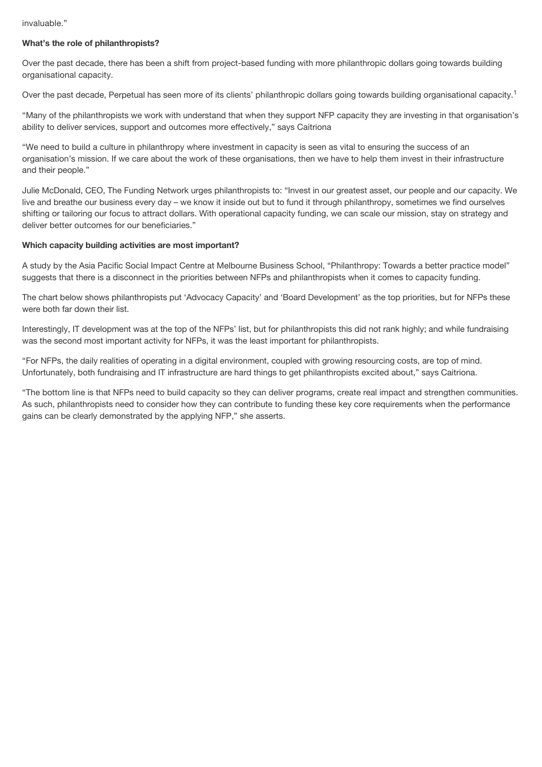invaluable."

**What's the role of philanthropists?**

Over the past decade, there has been a shift from project-based funding with more philanthropic dollars going towards building organisational capacity.

Over the past decade, Perpetual has seen more of its clients' philanthropic dollars going towards building organisational capacity.[1]

"Many of the philanthropists we work with understand that when they support NFP capacity they are investing in that organisation's ability to deliver services, support and outcomes more effectively," says Caitriona

"We need to build a culture in philanthropy where investment in capacity is seen as vital to ensuring the success of an organisation's mission. If we care about the work of these organisations, then we have to help them invest in their infrastructure and their people."

Julie McDonald, CEO, The Funding Network urges philanthropists to: "Invest in our greatest asset, our people and our capacity. We live and breathe our business every day – we know it inside out but to fund it through philanthropy, sometimes we find ourselves shifting or tailoring our focus to attract dollars. With operational capacity funding, we can scale our mission, stay on strategy and deliver better outcomes for our beneficiaries."

**Which capacity building activities are most important?**

A study by the Asia Pacific Social Impact Centre at Melbourne Business School, "Philanthropy: Towards a better practice model" suggests that there is a disconnect in the priorities between NFPs and philanthropists when it comes to capacity funding.

The chart below shows philanthropists put 'Advocacy Capacity' and 'Board Development' as the top priorities, but for NFPs these were both far down their list.

Interestingly, IT development was at the top of the NFPs' list, but for philanthropists this did not rank highly; and while fundraising was the second most important activity for NFPs, it was the least important for philanthropists.

"For NFPs, the daily realities of operating in a digital environment, coupled with growing resourcing costs, are top of mind. Unfortunately, both fundraising and IT infrastructure are hard things to get philanthropists excited about," says Caitriona.

"The bottom line is that NFPs need to build capacity so they can deliver programs, create real impact and strengthen communities. As such, philanthropists need to consider how they can contribute to funding these key core requirements when the performance gains can be clearly demonstrated by the applying NFP," she asserts.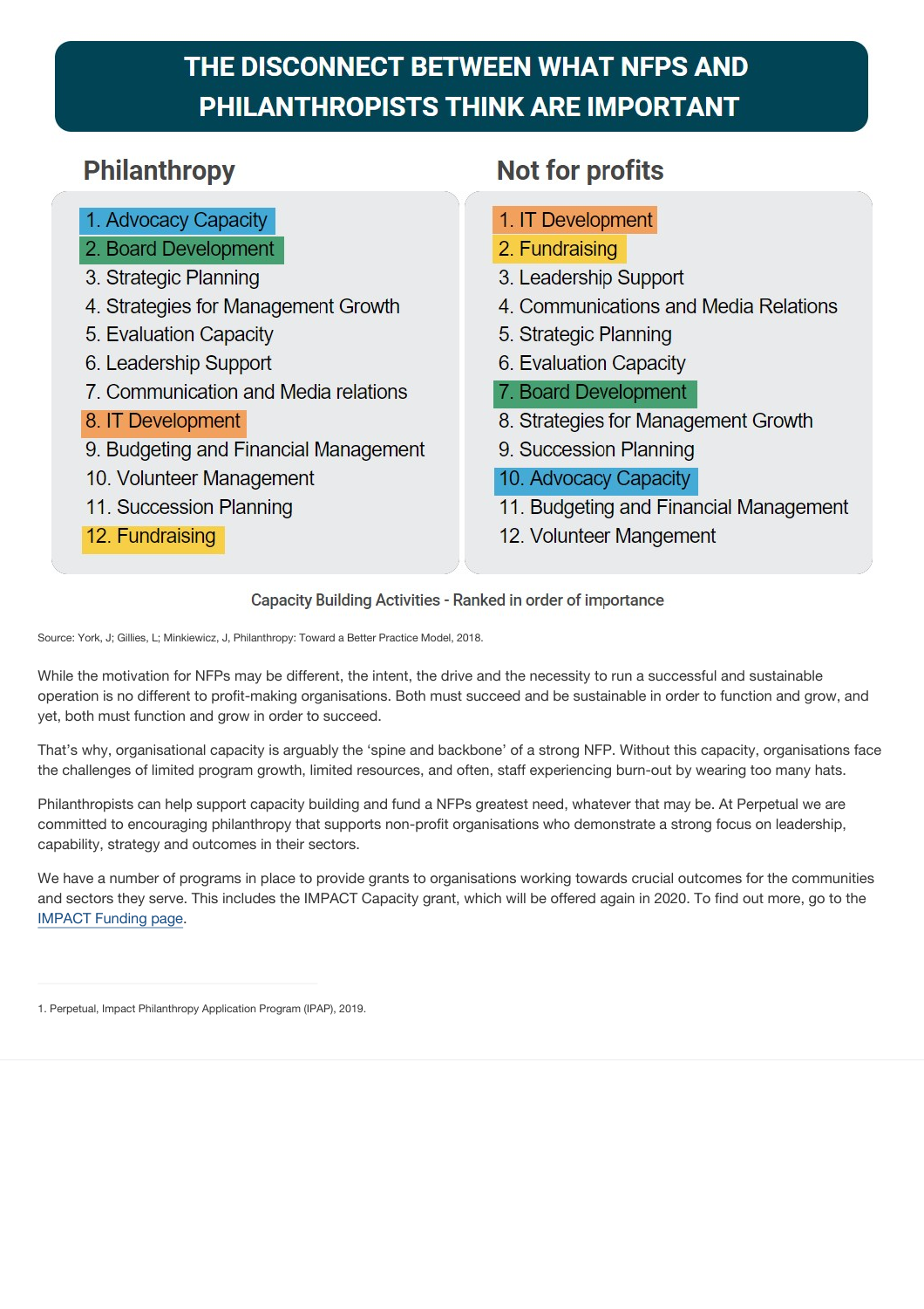# THE DISCONNECT BETWEEN WHAT NFPS AND PHILANTHROPISTS THINK ARE IMPORTANT

## Philanthropy

1. Advocacy Capacity
2. Board Development
3. Strategic Planning
4. Strategies for Management Growth
5. Evaluation Capacity
6. Leadership Support
7. Communication and Media relations
8. IT Development
9. Budgeting and Financial Management
10. Volunteer Management
11. Succession Planning
12. Fundraising

## Not for profits

1. IT Development
2. Fundraising
3. Leadership Support
4. Communications and Media Relations
5. Strategic Planning
6. Evaluation Capacity
7. Board Development
8. Strategies for Management Growth
9. Succession Planning
10. Advocacy Capacity
11. Budgeting and Financial Management
12. Volunteer Mangement

Capacity Building Activities - Ranked in order of importance

Source: York, J; Gillies, L; Minkiewicz, J, Philanthropy: Toward a Better Practice Model, 2018.

While the motivation for NFPs may be different, the intent, the drive and the necessity to run a successful and sustainable operation is no different to profit-making organisations. Both must succeed and be sustainable in order to function and grow, and yet, both must function and grow in order to succeed.

That's why, organisational capacity is arguably the 'spine and backbone' of a strong NFP. Without this capacity, organisations face the challenges of limited program growth, limited resources, and often, staff experiencing burn-out by wearing too many hats.

Philanthropists can help support capacity building and fund a NFPs greatest need, whatever that may be. At Perpetual we are committed to encouraging philanthropy that supports non-profit organisations who demonstrate a strong focus on leadership, capability, strategy and outcomes in their sectors.

We have a number of programs in place to provide grants to organisations working towards crucial outcomes for the communities and sectors they serve. This includes the IMPACT Capacity grant, which will be offered again in 2020. To find out more, go to the IMPACT Funding page.

1. Perpetual, Impact Philanthropy Application Program (IPAP), 2019.